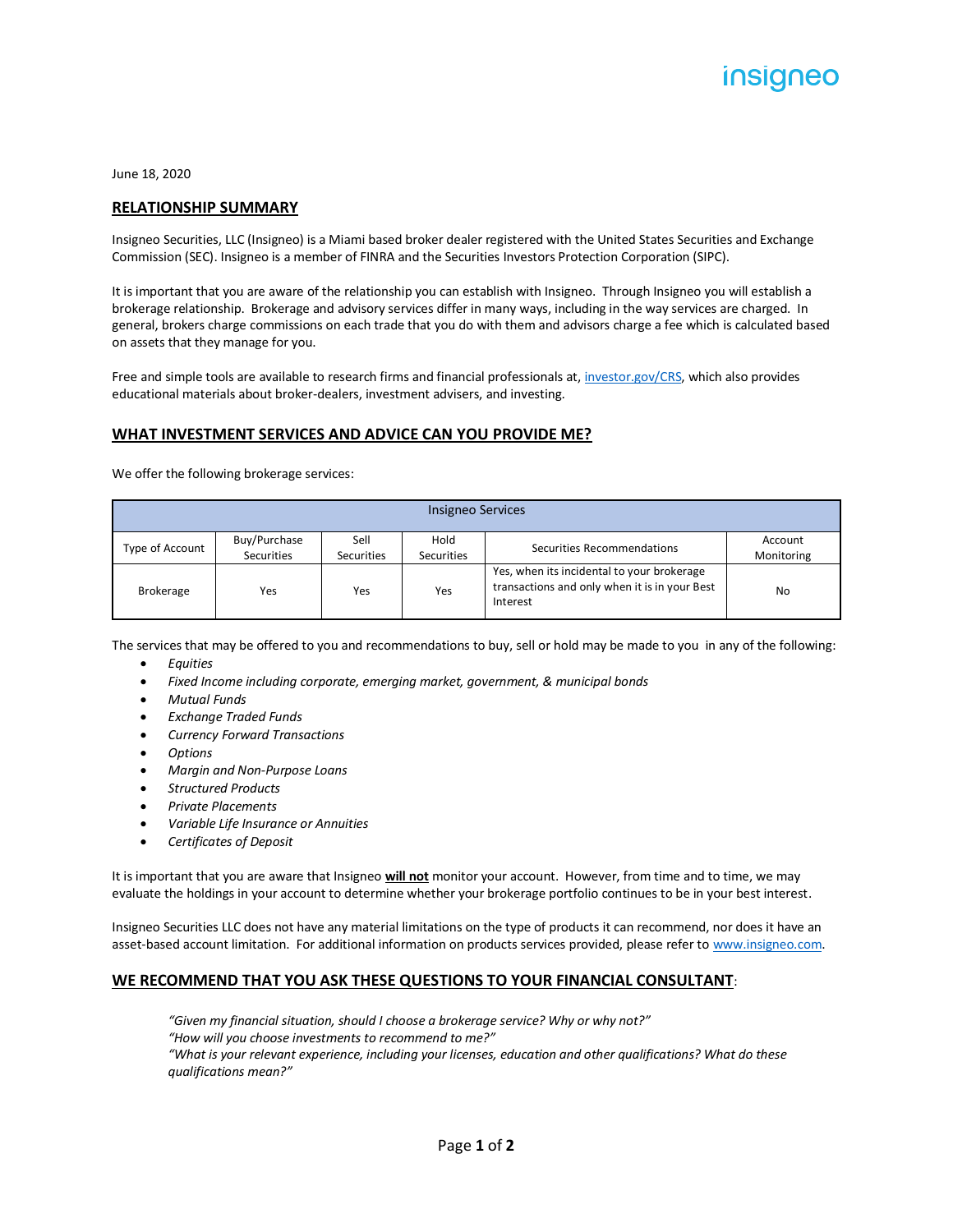insigneo

June 18, 2020

## RELATIONSHIP SUMMARY

Insigneo Securities, LLC (Insigneo) is a Miami based broker dealer registered with the United States Securities and Exchange Commission (SEC). Insigneo is a member of FINRA and the Securities Investors Protection Corporation (SIPC).

It is important that you are aware of the relationship you can establish with Insigneo. Through Insigneo you will establish a brokerage relationship. Brokerage and advisory services differ in many ways, including in the way services are charged. In general, brokers charge commissions on each trade that you do with them and advisors charge a fee which is calculated based on assets that they manage for you.

Free and simple tools are available to research firms and financial professionals at, [investor.gov/CRS](investor.gov/CRS), which also provides educational materials about broker-dealers, investment advisers, and investing.

## WHAT INVESTMENT SERVICES AND ADVICE CAN YOU PROVIDE ME?

We offer the following brokerage services:

| Insigneo Services | | | | | |
|---|---|---|---|---|---|
| Type of Account | Buy/Purchase Securities | Sell Securities | Hold Securities | Securities Recommendations | Account Monitoring |
| Brokerage | Yes | Yes | Yes | Yes, when its incidental to your brokerage transactions and only when it is in your Best Interest | No |

The services that may be offered to you and recommendations to buy, sell or hold may be made to you in any of the following:

- *Equities*
- *Fixed Income including corporate, emerging market, government, & municipal bonds*
- *Mutual Funds*
- *Exchange Traded Funds*
- *Currency Forward Transactions*
- *Options*
- *Margin and Non-Purpose Loans*
- *Structured Products*
- *Private Placements*
- *Variable Life Insurance or Annuities*
- *Certificates of Deposit*

It is important that you are aware that Insigneo **will not** monitor your account. However, from time and to time, we may evaluate the holdings in your account to determine whether your brokerage portfolio continues to be in your best interest.

Insigneo Securities LLC does not have any material limitations on the type of products it can recommend, nor does it have an asset-based account limitation. For additional information on products services provided, please refer to [www.insigneo.com](www.insigneo.com).

## WE RECOMMEND THAT YOU ASK THESE QUESTIONS TO YOUR FINANCIAL CONSULTANT:

*"Given my financial situation, should I choose a brokerage service? Why or why not?"*
*"How will you choose investments to recommend to me?"*
*"What is your relevant experience, including your licenses, education and other qualifications? What do these qualifications mean?"*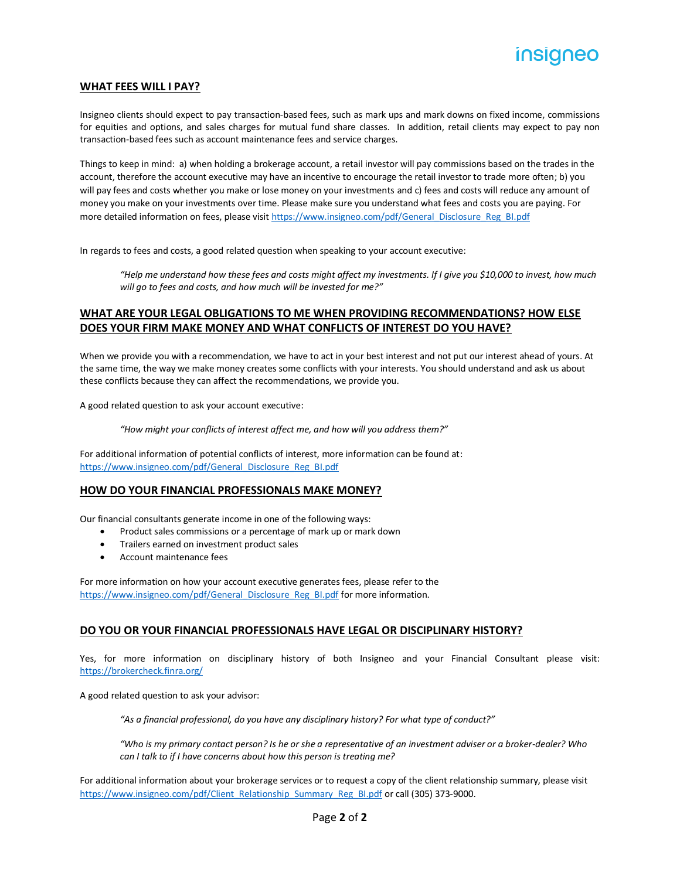## WHAT FEES WILL I PAY?

Insigneo clients should expect to pay transaction-based fees, such as mark ups and mark downs on fixed income, commissions for equities and options, and sales charges for mutual fund share classes. In addition, retail clients may expect to pay non transaction-based fees such as account maintenance fees and service charges.

Things to keep in mind: a) when holding a brokerage account, a retail investor will pay commissions based on the trades in the account, therefore the account executive may have an incentive to encourage the retail investor to trade more often; b) you will pay fees and costs whether you make or lose money on your investments and c) fees and costs will reduce any amount of money you make on your investments over time. Please make sure you understand what fees and costs you are paying. For more detailed information on fees, please visit https://www.insigneo.com/pdf/General_Disclosure_Reg_BI.pdf

In regards to fees and costs, a good related question when speaking to your account executive:

> *"Help me understand how these fees and costs might affect my investments. If I give you $10,000 to invest, how much will go to fees and costs, and how much will be invested for me?"*

## WHAT ARE YOUR LEGAL OBLIGATIONS TO ME WHEN PROVIDING RECOMMENDATIONS? HOW ELSE DOES YOUR FIRM MAKE MONEY AND WHAT CONFLICTS OF INTEREST DO YOU HAVE?

When we provide you with a recommendation, we have to act in your best interest and not put our interest ahead of yours. At the same time, the way we make money creates some conflicts with your interests. You should understand and ask us about these conflicts because they can affect the recommendations, we provide you.

A good related question to ask your account executive:

> *"How might your conflicts of interest affect me, and how will you address them?"*

For additional information of potential conflicts of interest, more information can be found at: https://www.insigneo.com/pdf/General_Disclosure_Reg_BI.pdf

## HOW DO YOUR FINANCIAL PROFESSIONALS MAKE MONEY?

Our financial consultants generate income in one of the following ways:

- Product sales commissions or a percentage of mark up or mark down
- Trailers earned on investment product sales
- Account maintenance fees

For more information on how your account executive generates fees, please refer to the https://www.insigneo.com/pdf/General_Disclosure_Reg_BI.pdf for more information.

## DO YOU OR YOUR FINANCIAL PROFESSIONALS HAVE LEGAL OR DISCIPLINARY HISTORY?

Yes, for more information on disciplinary history of both Insigneo and your Financial Consultant please visit: https://brokercheck.finra.org/

A good related question to ask your advisor:

> *"As a financial professional, do you have any disciplinary history? For what type of conduct?"*
>
> *"Who is my primary contact person? Is he or she a representative of an investment adviser or a broker-dealer? Who can I talk to if I have concerns about how this person is treating me?*

For additional information about your brokerage services or to request a copy of the client relationship summary, please visit https://www.insigneo.com/pdf/Client_Relationship_Summary_Reg_BI.pdf or call (305) 373-9000.